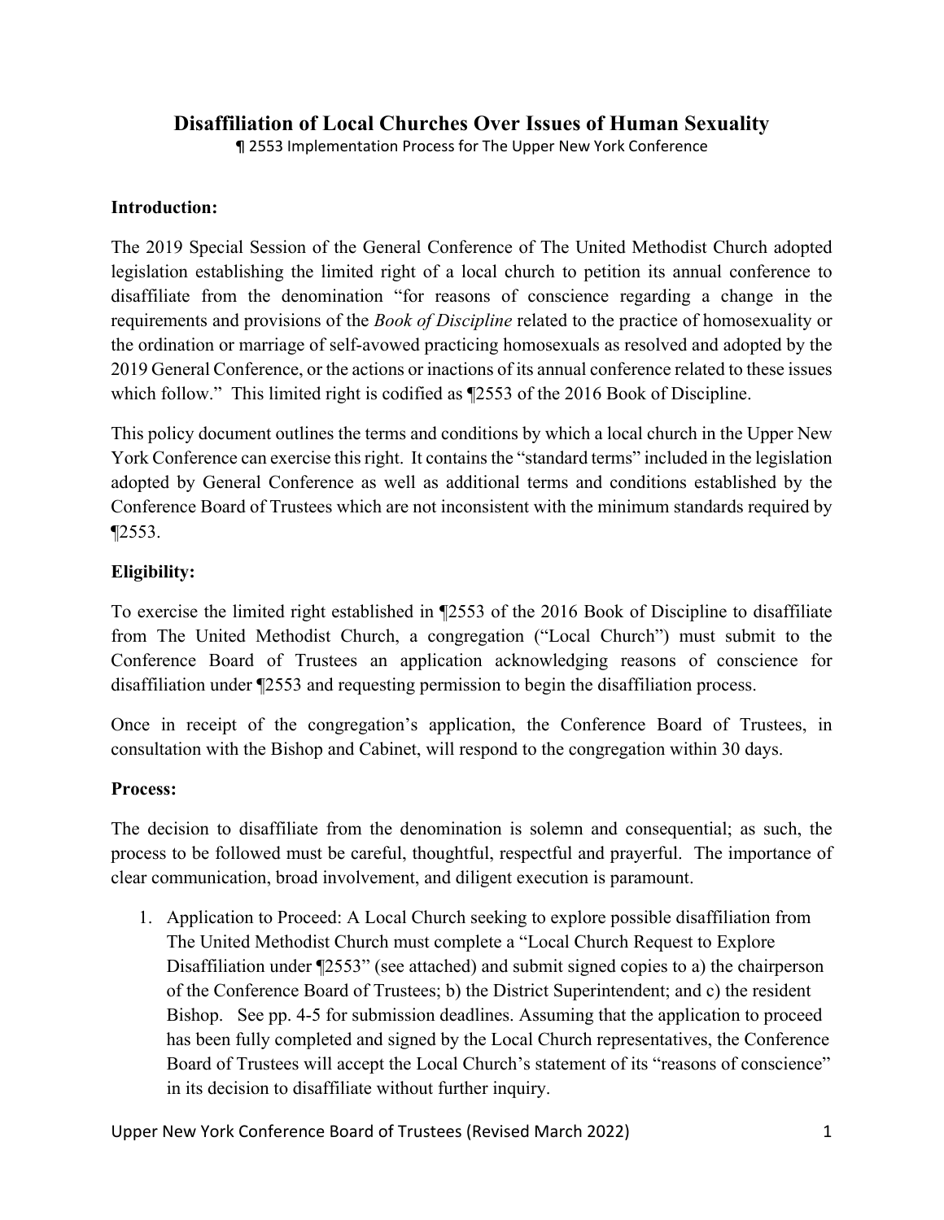# Disaffiliation of Local Churches Over Issues of Human Sexuality

¶ 2553 Implementation Process for The Upper New York Conference

**Introduction:**

The 2019 Special Session of the General Conference of The United Methodist Church adopted legislation establishing the limited right of a local church to petition its annual conference to disaffiliate from the denomination "for reasons of conscience regarding a change in the requirements and provisions of the *Book of Discipline* related to the practice of homosexuality or the ordination or marriage of self-avowed practicing homosexuals as resolved and adopted by the 2019 General Conference, or the actions or inactions of its annual conference related to these issues which follow." This limited right is codified as ¶2553 of the 2016 Book of Discipline.

This policy document outlines the terms and conditions by which a local church in the Upper New York Conference can exercise this right. It contains the "standard terms" included in the legislation adopted by General Conference as well as additional terms and conditions established by the Conference Board of Trustees which are not inconsistent with the minimum standards required by ¶2553.

**Eligibility:**

To exercise the limited right established in ¶2553 of the 2016 Book of Discipline to disaffiliate from The United Methodist Church, a congregation ("Local Church") must submit to the Conference Board of Trustees an application acknowledging reasons of conscience for disaffiliation under ¶2553 and requesting permission to begin the disaffiliation process.

Once in receipt of the congregation's application, the Conference Board of Trustees, in consultation with the Bishop and Cabinet, will respond to the congregation within 30 days.

**Process:**

The decision to disaffiliate from the denomination is solemn and consequential; as such, the process to be followed must be careful, thoughtful, respectful and prayerful. The importance of clear communication, broad involvement, and diligent execution is paramount.

1. Application to Proceed: A Local Church seeking to explore possible disaffiliation from The United Methodist Church must complete a "Local Church Request to Explore Disaffiliation under ¶2553" (see attached) and submit signed copies to a) the chairperson of the Conference Board of Trustees; b) the District Superintendent; and c) the resident Bishop. See pp. 4-5 for submission deadlines. Assuming that the application to proceed has been fully completed and signed by the Local Church representatives, the Conference Board of Trustees will accept the Local Church's statement of its "reasons of conscience" in its decision to disaffiliate without further inquiry.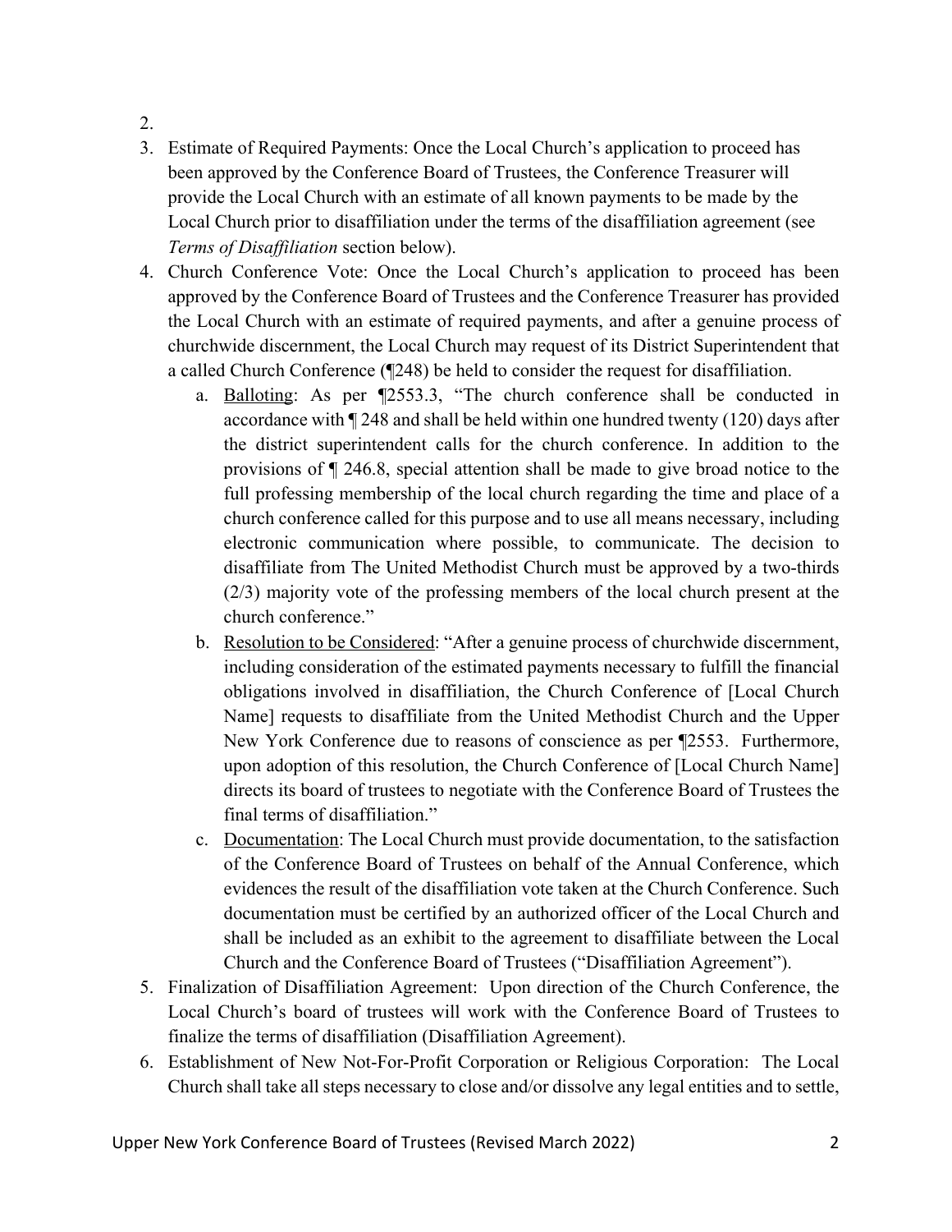2.

3. Estimate of Required Payments: Once the Local Church's application to proceed has been approved by the Conference Board of Trustees, the Conference Treasurer will provide the Local Church with an estimate of all known payments to be made by the Local Church prior to disaffiliation under the terms of the disaffiliation agreement (see *Terms of Disaffiliation* section below).
4. Church Conference Vote: Once the Local Church's application to proceed has been approved by the Conference Board of Trustees and the Conference Treasurer has provided the Local Church with an estimate of required payments, and after a genuine process of churchwide discernment, the Local Church may request of its District Superintendent that a called Church Conference (¶248) be held to consider the request for disaffiliation.
   a. <u>Balloting</u>: As per ¶2553.3, "The church conference shall be conducted in accordance with ¶ 248 and shall be held within one hundred twenty (120) days after the district superintendent calls for the church conference. In addition to the provisions of ¶ 246.8, special attention shall be made to give broad notice to the full professing membership of the local church regarding the time and place of a church conference called for this purpose and to use all means necessary, including electronic communication where possible, to communicate. The decision to disaffiliate from The United Methodist Church must be approved by a two-thirds (2/3) majority vote of the professing members of the local church present at the church conference."
   b. <u>Resolution to be Considered</u>: "After a genuine process of churchwide discernment, including consideration of the estimated payments necessary to fulfill the financial obligations involved in disaffiliation, the Church Conference of [Local Church Name] requests to disaffiliate from the United Methodist Church and the Upper New York Conference due to reasons of conscience as per ¶2553. Furthermore, upon adoption of this resolution, the Church Conference of [Local Church Name] directs its board of trustees to negotiate with the Conference Board of Trustees the final terms of disaffiliation."
   c. <u>Documentation</u>: The Local Church must provide documentation, to the satisfaction of the Conference Board of Trustees on behalf of the Annual Conference, which evidences the result of the disaffiliation vote taken at the Church Conference. Such documentation must be certified by an authorized officer of the Local Church and shall be included as an exhibit to the agreement to disaffiliate between the Local Church and the Conference Board of Trustees ("Disaffiliation Agreement").
5. Finalization of Disaffiliation Agreement: Upon direction of the Church Conference, the Local Church's board of trustees will work with the Conference Board of Trustees to finalize the terms of disaffiliation (Disaffiliation Agreement).
6. Establishment of New Not-For-Profit Corporation or Religious Corporation: The Local Church shall take all steps necessary to close and/or dissolve any legal entities and to settle,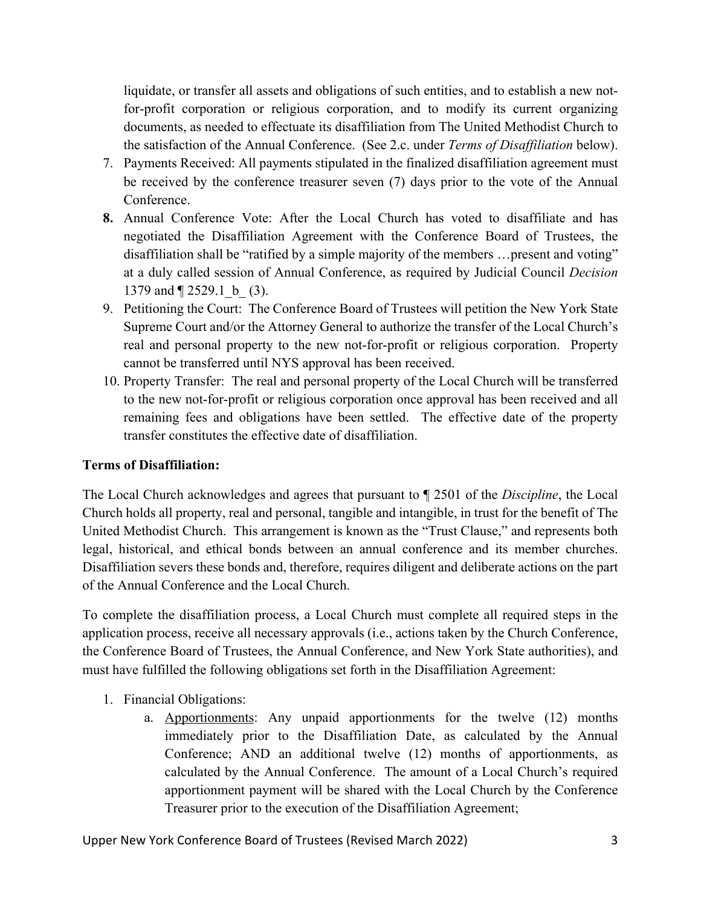liquidate, or transfer all assets and obligations of such entities, and to establish a new not-for-profit corporation or religious corporation, and to modify its current organizing documents, as needed to effectuate its disaffiliation from The United Methodist Church to the satisfaction of the Annual Conference. (See 2.c. under *Terms of Disaffiliation* below).

7. Payments Received: All payments stipulated in the finalized disaffiliation agreement must be received by the conference treasurer seven (7) days prior to the vote of the Annual Conference.
8. Annual Conference Vote: After the Local Church has voted to disaffiliate and has negotiated the Disaffiliation Agreement with the Conference Board of Trustees, the disaffiliation shall be "ratified by a simple majority of the members …present and voting" at a duly called session of Annual Conference, as required by Judicial Council *Decision* 1379 and ¶ 2529.1_b_ (3).
9. Petitioning the Court: The Conference Board of Trustees will petition the New York State Supreme Court and/or the Attorney General to authorize the transfer of the Local Church's real and personal property to the new not-for-profit or religious corporation. Property cannot be transferred until NYS approval has been received.
10. Property Transfer: The real and personal property of the Local Church will be transferred to the new not-for-profit or religious corporation once approval has been received and all remaining fees and obligations have been settled. The effective date of the property transfer constitutes the effective date of disaffiliation.

**Terms of Disaffiliation:**

The Local Church acknowledges and agrees that pursuant to ¶ 2501 of the *Discipline*, the Local Church holds all property, real and personal, tangible and intangible, in trust for the benefit of The United Methodist Church. This arrangement is known as the "Trust Clause," and represents both legal, historical, and ethical bonds between an annual conference and its member churches. Disaffiliation severs these bonds and, therefore, requires diligent and deliberate actions on the part of the Annual Conference and the Local Church.

To complete the disaffiliation process, a Local Church must complete all required steps in the application process, receive all necessary approvals (i.e., actions taken by the Church Conference, the Conference Board of Trustees, the Annual Conference, and New York State authorities), and must have fulfilled the following obligations set forth in the Disaffiliation Agreement:

1. Financial Obligations:
    a. Apportionments: Any unpaid apportionments for the twelve (12) months immediately prior to the Disaffiliation Date, as calculated by the Annual Conference; AND an additional twelve (12) months of apportionments, as calculated by the Annual Conference. The amount of a Local Church's required apportionment payment will be shared with the Local Church by the Conference Treasurer prior to the execution of the Disaffiliation Agreement;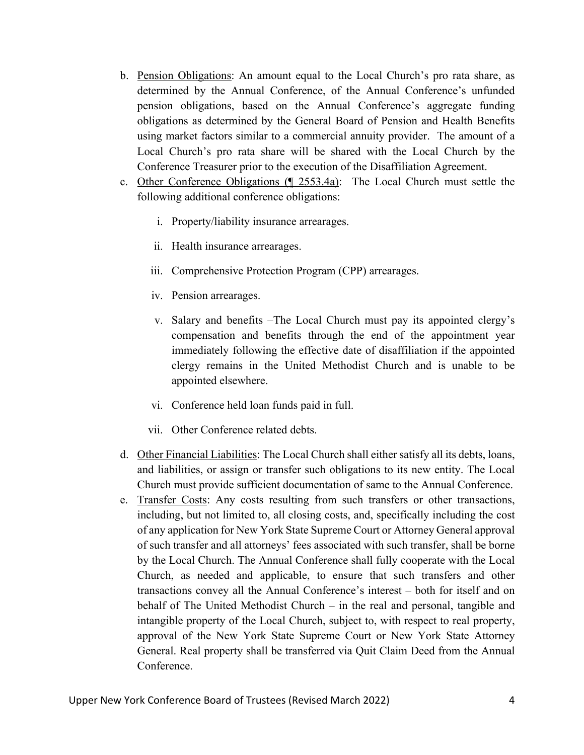b. <u>Pension Obligations</u>: An amount equal to the Local Church's pro rata share, as determined by the Annual Conference, of the Annual Conference's unfunded pension obligations, based on the Annual Conference's aggregate funding obligations as determined by the General Board of Pension and Health Benefits using market factors similar to a commercial annuity provider. The amount of a Local Church's pro rata share will be shared with the Local Church by the Conference Treasurer prior to the execution of the Disaffiliation Agreement.

c. <u>Other Conference Obligations (¶ 2553.4a)</u>: The Local Church must settle the following additional conference obligations:

   i. Property/liability insurance arrearages.

   ii. Health insurance arrearages.

   iii. Comprehensive Protection Program (CPP) arrearages.

   iv. Pension arrearages.

   v. Salary and benefits –The Local Church must pay its appointed clergy's compensation and benefits through the end of the appointment year immediately following the effective date of disaffiliation if the appointed clergy remains in the United Methodist Church and is unable to be appointed elsewhere.

   vi. Conference held loan funds paid in full.

   vii. Other Conference related debts.

d. <u>Other Financial Liabilities</u>: The Local Church shall either satisfy all its debts, loans, and liabilities, or assign or transfer such obligations to its new entity. The Local Church must provide sufficient documentation of same to the Annual Conference.

e. <u>Transfer Costs</u>: Any costs resulting from such transfers or other transactions, including, but not limited to, all closing costs, and, specifically including the cost of any application for New York State Supreme Court or Attorney General approval of such transfer and all attorneys' fees associated with such transfer, shall be borne by the Local Church. The Annual Conference shall fully cooperate with the Local Church, as needed and applicable, to ensure that such transfers and other transactions convey all the Annual Conference's interest – both for itself and on behalf of The United Methodist Church – in the real and personal, tangible and intangible property of the Local Church, subject to, with respect to real property, approval of the New York State Supreme Court or New York State Attorney General. Real property shall be transferred via Quit Claim Deed from the Annual Conference.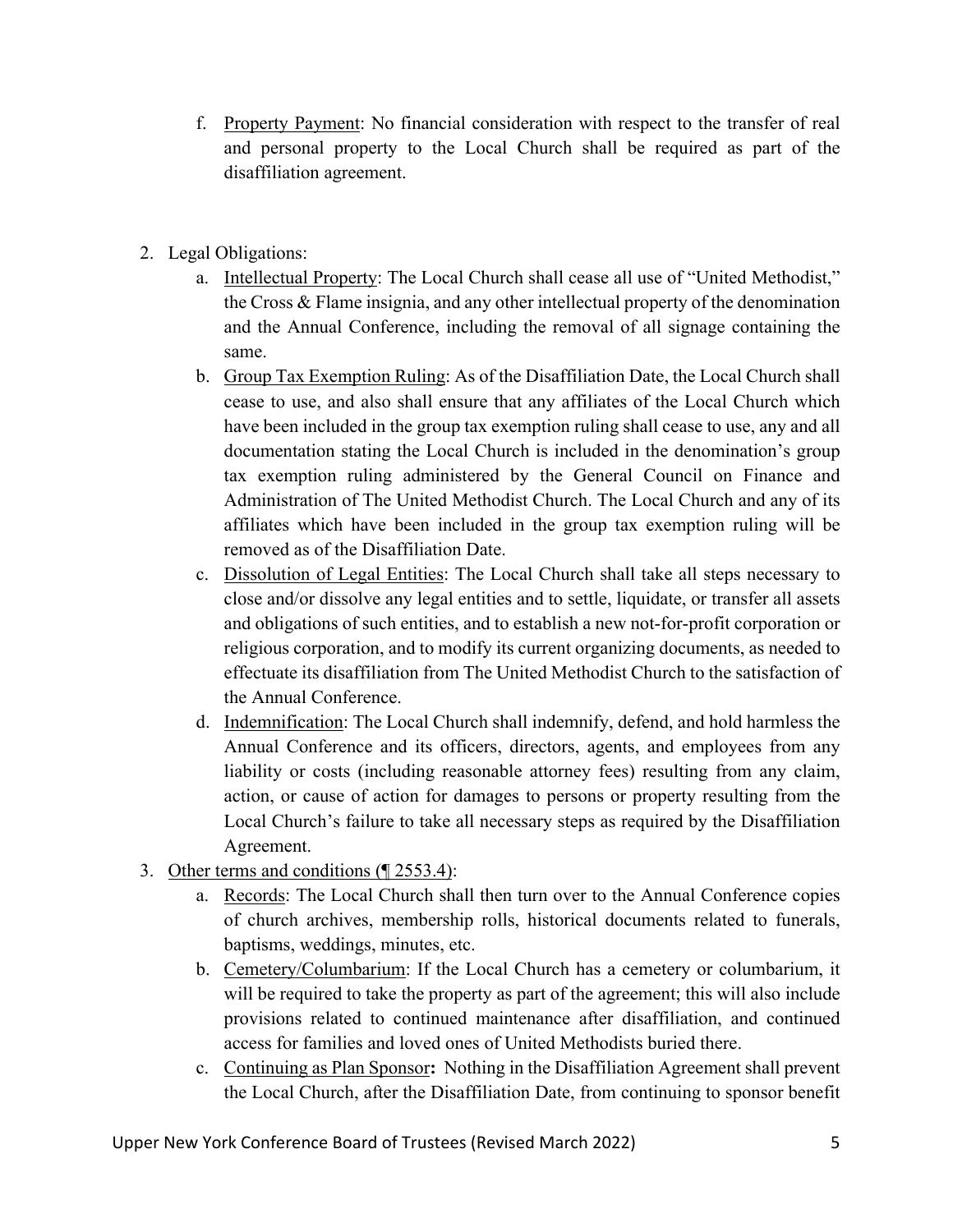f. <u>Property Payment</u>: No financial consideration with respect to the transfer of real and personal property to the Local Church shall be required as part of the disaffiliation agreement.

2. Legal Obligations:
   a. <u>Intellectual Property</u>: The Local Church shall cease all use of "United Methodist," the Cross & Flame insignia, and any other intellectual property of the denomination and the Annual Conference, including the removal of all signage containing the same.
   b. <u>Group Tax Exemption Ruling</u>: As of the Disaffiliation Date, the Local Church shall cease to use, and also shall ensure that any affiliates of the Local Church which have been included in the group tax exemption ruling shall cease to use, any and all documentation stating the Local Church is included in the denomination's group tax exemption ruling administered by the General Council on Finance and Administration of The United Methodist Church. The Local Church and any of its affiliates which have been included in the group tax exemption ruling will be removed as of the Disaffiliation Date.
   c. <u>Dissolution of Legal Entities</u>: The Local Church shall take all steps necessary to close and/or dissolve any legal entities and to settle, liquidate, or transfer all assets and obligations of such entities, and to establish a new not-for-profit corporation or religious corporation, and to modify its current organizing documents, as needed to effectuate its disaffiliation from The United Methodist Church to the satisfaction of the Annual Conference.
   d. <u>Indemnification</u>: The Local Church shall indemnify, defend, and hold harmless the Annual Conference and its officers, directors, agents, and employees from any liability or costs (including reasonable attorney fees) resulting from any claim, action, or cause of action for damages to persons or property resulting from the Local Church's failure to take all necessary steps as required by the Disaffiliation Agreement.
3. <u>Other terms and conditions (¶ 2553.4)</u>:
   a. <u>Records</u>: The Local Church shall then turn over to the Annual Conference copies of church archives, membership rolls, historical documents related to funerals, baptisms, weddings, minutes, etc.
   b. <u>Cemetery/Columbarium</u>: If the Local Church has a cemetery or columbarium, it will be required to take the property as part of the agreement; this will also include provisions related to continued maintenance after disaffiliation, and continued access for families and loved ones of United Methodists buried there.
   c. <u>Continuing as Plan Sponsor</u>**:** Nothing in the Disaffiliation Agreement shall prevent the Local Church, after the Disaffiliation Date, from continuing to sponsor benefit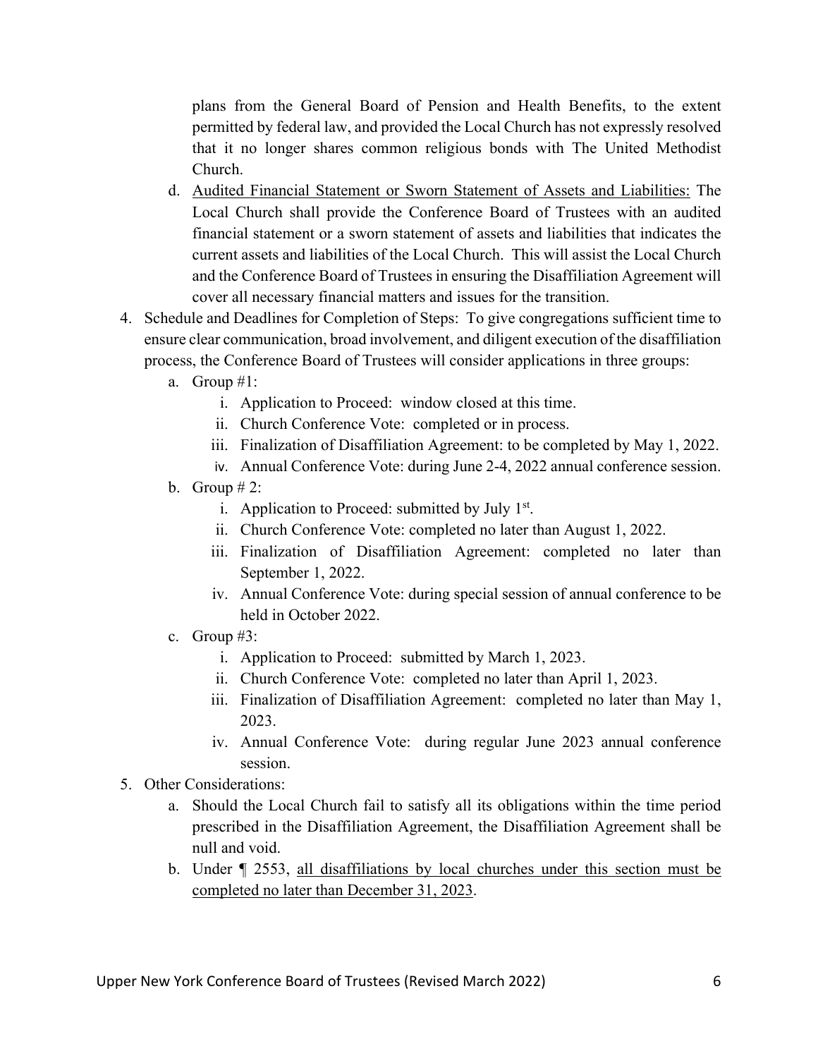plans from the General Board of Pension and Health Benefits, to the extent permitted by federal law, and provided the Local Church has not expressly resolved that it no longer shares common religious bonds with The United Methodist Church.

   d. <u>Audited Financial Statement or Sworn Statement of Assets and Liabilities:</u> The Local Church shall provide the Conference Board of Trustees with an audited financial statement or a sworn statement of assets and liabilities that indicates the current assets and liabilities of the Local Church. This will assist the Local Church and the Conference Board of Trustees in ensuring the Disaffiliation Agreement will cover all necessary financial matters and issues for the transition.

4. Schedule and Deadlines for Completion of Steps: To give congregations sufficient time to ensure clear communication, broad involvement, and diligent execution of the disaffiliation process, the Conference Board of Trustees will consider applications in three groups:
   a. Group #1:
      i. Application to Proceed: window closed at this time.
      ii. Church Conference Vote: completed or in process.
      iii. Finalization of Disaffiliation Agreement: to be completed by May 1, 2022.
      iv. Annual Conference Vote: during June 2-4, 2022 annual conference session.
   b. Group # 2:
      i. Application to Proceed: submitted by July 1st.
      ii. Church Conference Vote: completed no later than August 1, 2022.
      iii. Finalization of Disaffiliation Agreement: completed no later than September 1, 2022.
      iv. Annual Conference Vote: during special session of annual conference to be held in October 2022.
   c. Group #3:
      i. Application to Proceed: submitted by March 1, 2023.
      ii. Church Conference Vote: completed no later than April 1, 2023.
      iii. Finalization of Disaffiliation Agreement: completed no later than May 1, 2023.
      iv. Annual Conference Vote: during regular June 2023 annual conference session.

5. Other Considerations:
   a. Should the Local Church fail to satisfy all its obligations within the time period prescribed in the Disaffiliation Agreement, the Disaffiliation Agreement shall be null and void.
   b. Under ¶ 2553, <u>all disaffiliations by local churches under this section must be completed no later than December 31, 2023</u>.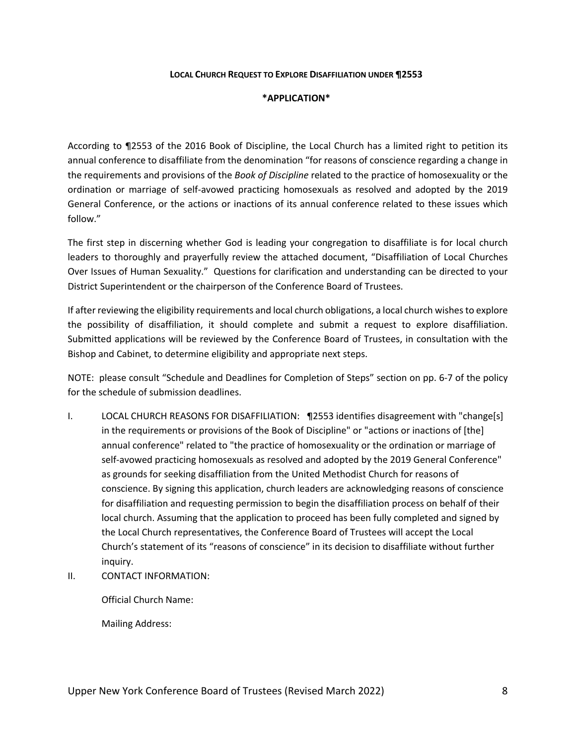**LOCAL CHURCH REQUEST TO EXPLORE DISAFFILIATION UNDER ¶2553**

**\*APPLICATION\***

According to ¶2553 of the 2016 Book of Discipline, the Local Church has a limited right to petition its annual conference to disaffiliate from the denomination "for reasons of conscience regarding a change in the requirements and provisions of the *Book of Discipline* related to the practice of homosexuality or the ordination or marriage of self-avowed practicing homosexuals as resolved and adopted by the 2019 General Conference, or the actions or inactions of its annual conference related to these issues which follow."

The first step in discerning whether God is leading your congregation to disaffiliate is for local church leaders to thoroughly and prayerfully review the attached document, "Disaffiliation of Local Churches Over Issues of Human Sexuality." Questions for clarification and understanding can be directed to your District Superintendent or the chairperson of the Conference Board of Trustees.

If after reviewing the eligibility requirements and local church obligations, a local church wishes to explore the possibility of disaffiliation, it should complete and submit a request to explore disaffiliation. Submitted applications will be reviewed by the Conference Board of Trustees, in consultation with the Bishop and Cabinet, to determine eligibility and appropriate next steps.

NOTE: please consult "Schedule and Deadlines for Completion of Steps" section on pp. 6-7 of the policy for the schedule of submission deadlines.

I. LOCAL CHURCH REASONS FOR DISAFFILIATION: ¶2553 identifies disagreement with "change[s] in the requirements or provisions of the Book of Discipline" or "actions or inactions of [the] annual conference" related to "the practice of homosexuality or the ordination or marriage of self-avowed practicing homosexuals as resolved and adopted by the 2019 General Conference" as grounds for seeking disaffiliation from the United Methodist Church for reasons of conscience. By signing this application, church leaders are acknowledging reasons of conscience for disaffiliation and requesting permission to begin the disaffiliation process on behalf of their local church. Assuming that the application to proceed has been fully completed and signed by the Local Church representatives, the Conference Board of Trustees will accept the Local Church's statement of its "reasons of conscience" in its decision to disaffiliate without further inquiry.

II. CONTACT INFORMATION:

Official Church Name:

Mailing Address: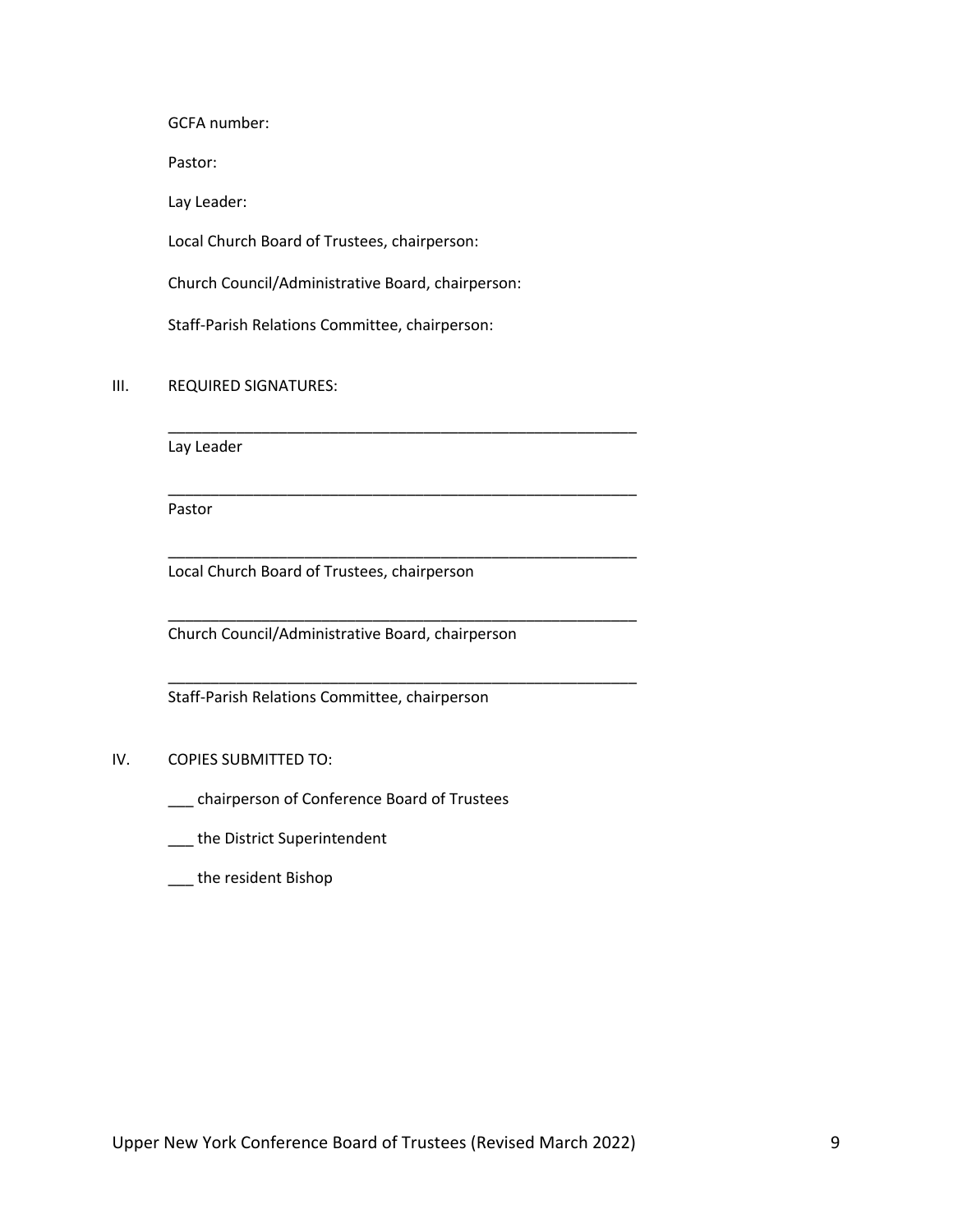GCFA number:

Pastor:

Lay Leader:

Local Church Board of Trustees, chairperson:

Church Council/Administrative Board, chairperson:

Staff-Parish Relations Committee, chairperson:

III. REQUIRED SIGNATURES:

\_\_\_\_\_\_\_\_\_\_\_\_\_\_\_\_\_\_\_\_\_\_\_\_\_\_\_\_\_\_\_\_\_\_\_\_\_\_\_\_\_\_\_\_\_\_\_\_\_\_\_\_\_\_\_\_

Lay Leader

\_\_\_\_\_\_\_\_\_\_\_\_\_\_\_\_\_\_\_\_\_\_\_\_\_\_\_\_\_\_\_\_\_\_\_\_\_\_\_\_\_\_\_\_\_\_\_\_\_\_\_\_\_\_\_\_

Pastor

\_\_\_\_\_\_\_\_\_\_\_\_\_\_\_\_\_\_\_\_\_\_\_\_\_\_\_\_\_\_\_\_\_\_\_\_\_\_\_\_\_\_\_\_\_\_\_\_\_\_\_\_\_\_\_\_

Local Church Board of Trustees, chairperson

\_\_\_\_\_\_\_\_\_\_\_\_\_\_\_\_\_\_\_\_\_\_\_\_\_\_\_\_\_\_\_\_\_\_\_\_\_\_\_\_\_\_\_\_\_\_\_\_\_\_\_\_\_\_\_\_

Church Council/Administrative Board, chairperson

\_\_\_\_\_\_\_\_\_\_\_\_\_\_\_\_\_\_\_\_\_\_\_\_\_\_\_\_\_\_\_\_\_\_\_\_\_\_\_\_\_\_\_\_\_\_\_\_\_\_\_\_\_\_\_\_

Staff-Parish Relations Committee, chairperson

IV. COPIES SUBMITTED TO:

\_\_\_ chairperson of Conference Board of Trustees

\_\_\_ the District Superintendent

\_\_\_ the resident Bishop